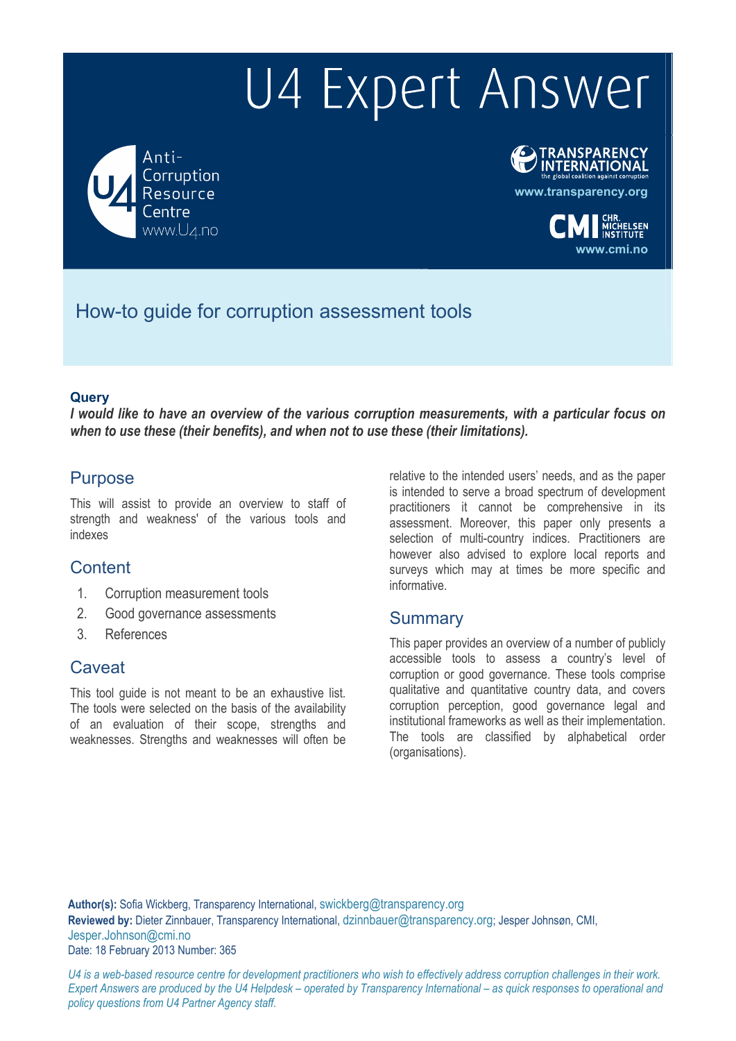# U4 Expert Answer

Anti-Corruption Resource Centre
www.U4.no

TRANSPARENCY INTERNATIONAL
the global coalition against corruption
www.transparency.org

CMI CHR. MICHELSEN INSTITUTE
www.cmi.no

## How-to guide for corruption assessment tools

**Query**

***I would like to have an overview of the various corruption measurements, with a particular focus on when to use these (their benefits), and when not to use these (their limitations).***

## Purpose

This will assist to provide an overview to staff of strength and weakness' of the various tools and indexes

## Content

1. Corruption measurement tools
2. Good governance assessments
3. References

## Caveat

This tool guide is not meant to be an exhaustive list. The tools were selected on the basis of the availability of an evaluation of their scope, strengths and weaknesses. Strengths and weaknesses will often be relative to the intended users' needs, and as the paper is intended to serve a broad spectrum of development practitioners it cannot be comprehensive in its assessment. Moreover, this paper only presents a selection of multi-country indices. Practitioners are however also advised to explore local reports and surveys which may at times be more specific and informative.

## Summary

This paper provides an overview of a number of publicly accessible tools to assess a country's level of corruption or good governance. These tools comprise qualitative and quantitative country data, and covers corruption perception, good governance legal and institutional frameworks as well as their implementation. The tools are classified by alphabetical order (organisations).

**Author(s):** Sofia Wickberg, Transparency International, swickberg@transparency.org
**Reviewed by:** Dieter Zinnbauer, Transparency International, dzinnbauer@transparency.org; Jesper Johnsøn, CMI, Jesper.Johnson@cmi.no
Date: 18 February 2013 Number: 365

*U4 is a web-based resource centre for development practitioners who wish to effectively address corruption challenges in their work. Expert Answers are produced by the U4 Helpdesk – operated by Transparency International – as quick responses to operational and policy questions from U4 Partner Agency staff.*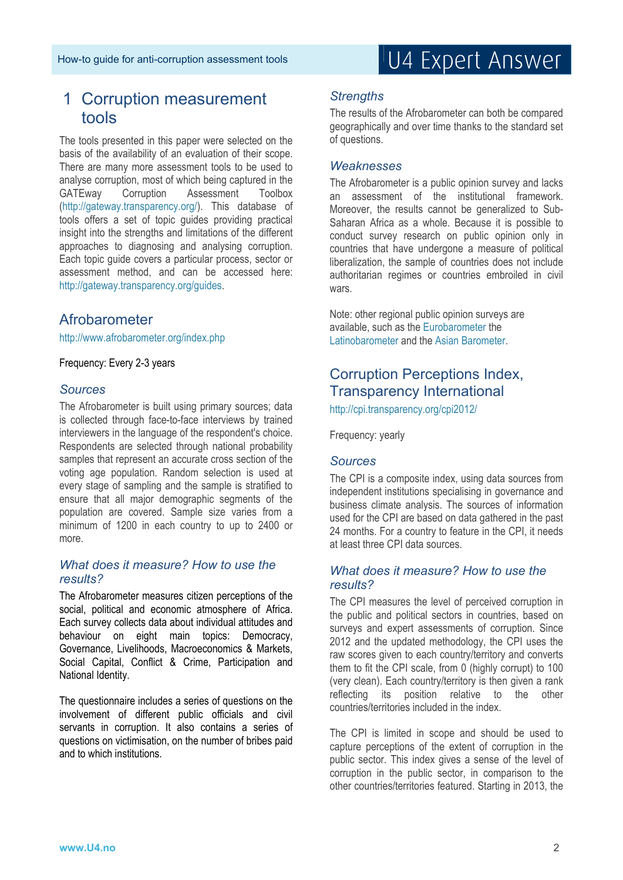# 1 Corruption measurement tools

The tools presented in this paper were selected on the basis of the availability of an evaluation of their scope. There are many more assessment tools to be used to analyse corruption, most of which being captured in the GATEway Corruption Assessment Toolbox (http://gateway.transparency.org/). This database of tools offers a set of topic guides providing practical insight into the strengths and limitations of the different approaches to diagnosing and analysing corruption. Each topic guide covers a particular process, sector or assessment method, and can be accessed here: http://gateway.transparency.org/guides.

## Afrobarometer

http://www.afrobarometer.org/index.php

Frequency: Every 2-3 years

### *Sources*

The Afrobarometer is built using primary sources; data is collected through face-to-face interviews by trained interviewers in the language of the respondent's choice. Respondents are selected through national probability samples that represent an accurate cross section of the voting age population. Random selection is used at every stage of sampling and the sample is stratified to ensure that all major demographic segments of the population are covered. Sample size varies from a minimum of 1200 in each country to up to 2400 or more.

### *What does it measure? How to use the results?*

The Afrobarometer measures citizen perceptions of the social, political and economic atmosphere of Africa. Each survey collects data about individual attitudes and behaviour on eight main topics: Democracy, Governance, Livelihoods, Macroeconomics & Markets, Social Capital, Conflict & Crime, Participation and National Identity.

The questionnaire includes a series of questions on the involvement of different public officials and civil servants in corruption. It also contains a series of questions on victimisation, on the number of bribes paid and to which institutions.

### *Strengths*

The results of the Afrobarometer can both be compared geographically and over time thanks to the standard set of questions.

### *Weaknesses*

The Afrobarometer is a public opinion survey and lacks an assessment of the institutional framework. Moreover, the results cannot be generalized to Sub-Saharan Africa as a whole. Because it is possible to conduct survey research on public opinion only in countries that have undergone a measure of political liberalization, the sample of countries does not include authoritarian regimes or countries embroiled in civil wars.

Note: other regional public opinion surveys are available, such as the Eurobarometer the Latinobarometer and the Asian Barometer.

## Corruption Perceptions Index, Transparency International

http://cpi.transparency.org/cpi2012/

Frequency: yearly

### *Sources*

The CPI is a composite index, using data sources from independent institutions specialising in governance and business climate analysis. The sources of information used for the CPI are based on data gathered in the past 24 months. For a country to feature in the CPI, it needs at least three CPI data sources.

### *What does it measure? How to use the results?*

The CPI measures the level of perceived corruption in the public and political sectors in countries, based on surveys and expert assessments of corruption. Since 2012 and the updated methodology, the CPI uses the raw scores given to each country/territory and converts them to fit the CPI scale, from 0 (highly corrupt) to 100 (very clean). Each country/territory is then given a rank reflecting its position relative to the other countries/territories included in the index.

The CPI is limited in scope and should be used to capture perceptions of the extent of corruption in the public sector. This index gives a sense of the level of corruption in the public sector, in comparison to the other countries/territories featured. Starting in 2013, the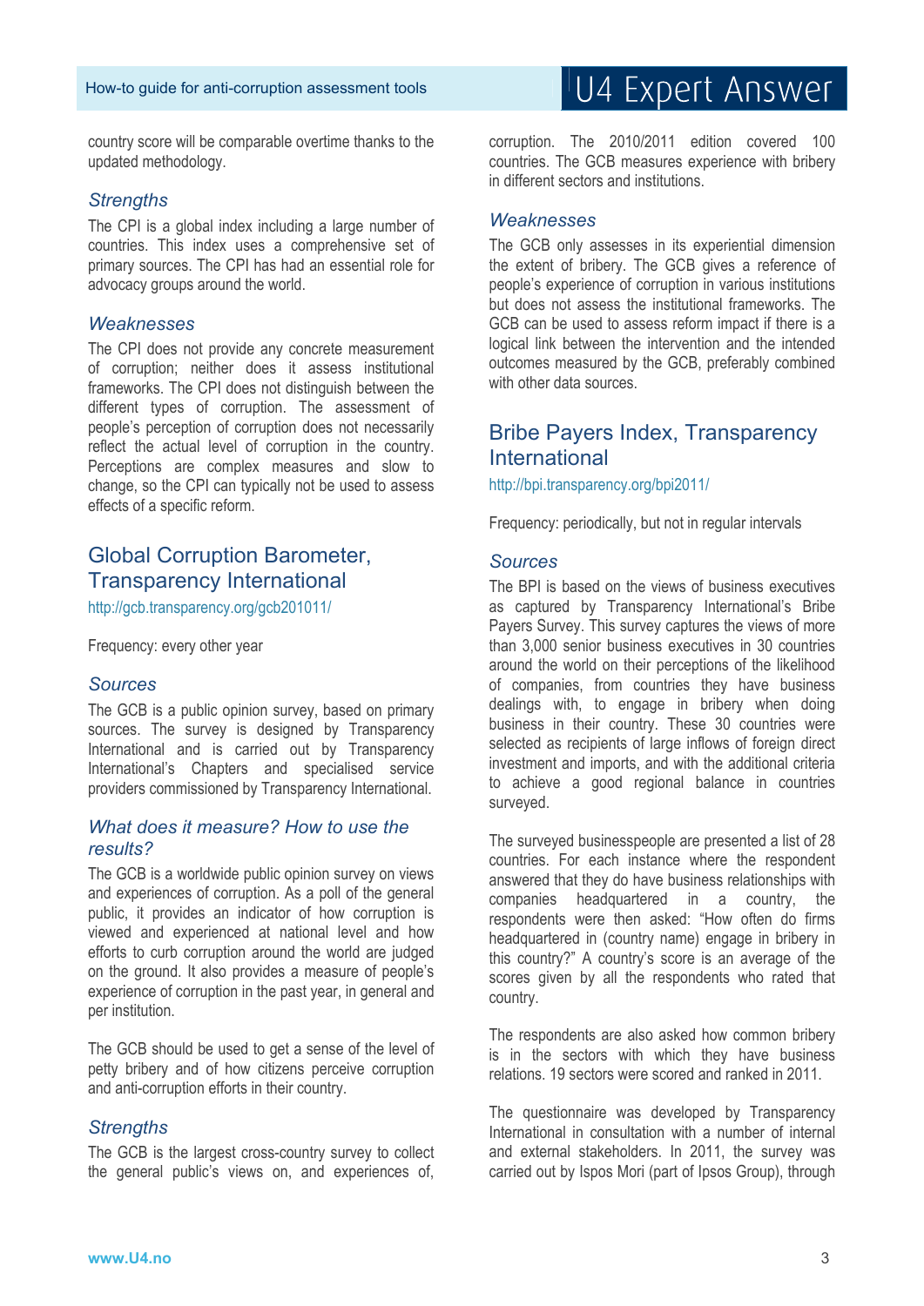country score will be comparable overtime thanks to the updated methodology.

### Strengths

The CPI is a global index including a large number of countries. This index uses a comprehensive set of primary sources. The CPI has had an essential role for advocacy groups around the world.

### Weaknesses

The CPI does not provide any concrete measurement of corruption; neither does it assess institutional frameworks. The CPI does not distinguish between the different types of corruption. The assessment of people's perception of corruption does not necessarily reflect the actual level of corruption in the country. Perceptions are complex measures and slow to change, so the CPI can typically not be used to assess effects of a specific reform.

## Global Corruption Barometer, Transparency International

http://gcb.transparency.org/gcb201011/

Frequency: every other year

### Sources

The GCB is a public opinion survey, based on primary sources. The survey is designed by Transparency International and is carried out by Transparency International's Chapters and specialised service providers commissioned by Transparency International.

### What does it measure? How to use the results?

The GCB is a worldwide public opinion survey on views and experiences of corruption. As a poll of the general public, it provides an indicator of how corruption is viewed and experienced at national level and how efforts to curb corruption around the world are judged on the ground. It also provides a measure of people's experience of corruption in the past year, in general and per institution.

The GCB should be used to get a sense of the level of petty bribery and of how citizens perceive corruption and anti-corruption efforts in their country.

### Strengths

The GCB is the largest cross-country survey to collect the general public's views on, and experiences of, corruption. The 2010/2011 edition covered 100 countries. The GCB measures experience with bribery in different sectors and institutions.

### Weaknesses

The GCB only assesses in its experiential dimension the extent of bribery. The GCB gives a reference of people's experience of corruption in various institutions but does not assess the institutional frameworks. The GCB can be used to assess reform impact if there is a logical link between the intervention and the intended outcomes measured by the GCB, preferably combined with other data sources.

## Bribe Payers Index, Transparency International

http://bpi.transparency.org/bpi2011/

Frequency: periodically, but not in regular intervals

### Sources

The BPI is based on the views of business executives as captured by Transparency International's Bribe Payers Survey. This survey captures the views of more than 3,000 senior business executives in 30 countries around the world on their perceptions of the likelihood of companies, from countries they have business dealings with, to engage in bribery when doing business in their country. These 30 countries were selected as recipients of large inflows of foreign direct investment and imports, and with the additional criteria to achieve a good regional balance in countries surveyed.

The surveyed businesspeople are presented a list of 28 countries. For each instance where the respondent answered that they do have business relationships with companies headquartered in a country, the respondents were then asked: "How often do firms headquartered in (country name) engage in bribery in this country?" A country's score is an average of the scores given by all the respondents who rated that country.

The respondents are also asked how common bribery is in the sectors with which they have business relations. 19 sectors were scored and ranked in 2011.

The questionnaire was developed by Transparency International in consultation with a number of internal and external stakeholders. In 2011, the survey was carried out by Ispos Mori (part of Ipsos Group), through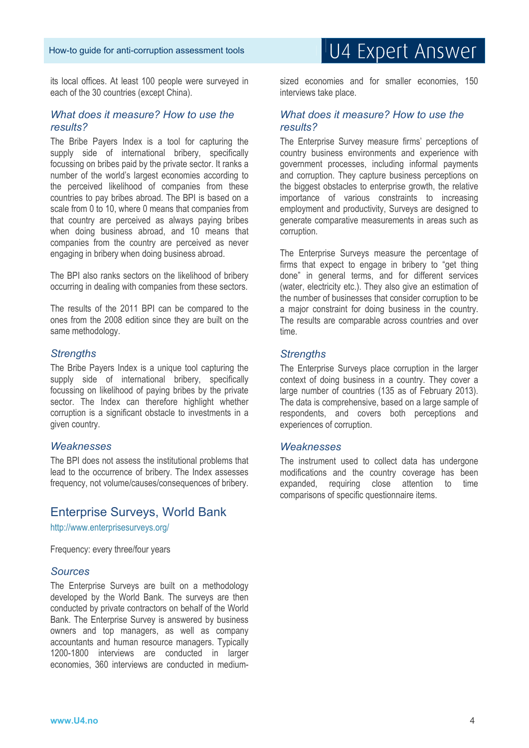its local offices. At least 100 people were surveyed in each of the 30 countries (except China).

### *What does it measure? How to use the results?*

The Bribe Payers Index is a tool for capturing the supply side of international bribery, specifically focussing on bribes paid by the private sector. It ranks a number of the world's largest economies according to the perceived likelihood of companies from these countries to pay bribes abroad. The BPI is based on a scale from 0 to 10, where 0 means that companies from that country are perceived as always paying bribes when doing business abroad, and 10 means that companies from the country are perceived as never engaging in bribery when doing business abroad.

The BPI also ranks sectors on the likelihood of bribery occurring in dealing with companies from these sectors.

The results of the 2011 BPI can be compared to the ones from the 2008 edition since they are built on the same methodology.

### *Strengths*

The Bribe Payers Index is a unique tool capturing the supply side of international bribery, specifically focussing on likelihood of paying bribes by the private sector. The Index can therefore highlight whether corruption is a significant obstacle to investments in a given country.

### *Weaknesses*

The BPI does not assess the institutional problems that lead to the occurrence of bribery. The Index assesses frequency, not volume/causes/consequences of bribery.

## Enterprise Surveys, World Bank

http://www.enterprisesurveys.org/

Frequency: every three/four years

### *Sources*

The Enterprise Surveys are built on a methodology developed by the World Bank. The surveys are then conducted by private contractors on behalf of the World Bank. The Enterprise Survey is answered by business owners and top managers, as well as company accountants and human resource managers. Typically 1200-1800 interviews are conducted in larger economies, 360 interviews are conducted in medium-sized economies and for smaller economies, 150 interviews take place.

### *What does it measure? How to use the results?*

The Enterprise Survey measure firms' perceptions of country business environments and experience with government processes, including informal payments and corruption. They capture business perceptions on the biggest obstacles to enterprise growth, the relative importance of various constraints to increasing employment and productivity, Surveys are designed to generate comparative measurements in areas such as corruption.

The Enterprise Surveys measure the percentage of firms that expect to engage in bribery to "get thing done" in general terms, and for different services (water, electricity etc.). They also give an estimation of the number of businesses that consider corruption to be a major constraint for doing business in the country. The results are comparable across countries and over time.

### *Strengths*

The Enterprise Surveys place corruption in the larger context of doing business in a country. They cover a large number of countries (135 as of February 2013). The data is comprehensive, based on a large sample of respondents, and covers both perceptions and experiences of corruption.

### *Weaknesses*

The instrument used to collect data has undergone modifications and the country coverage has been expanded, requiring close attention to time comparisons of specific questionnaire items.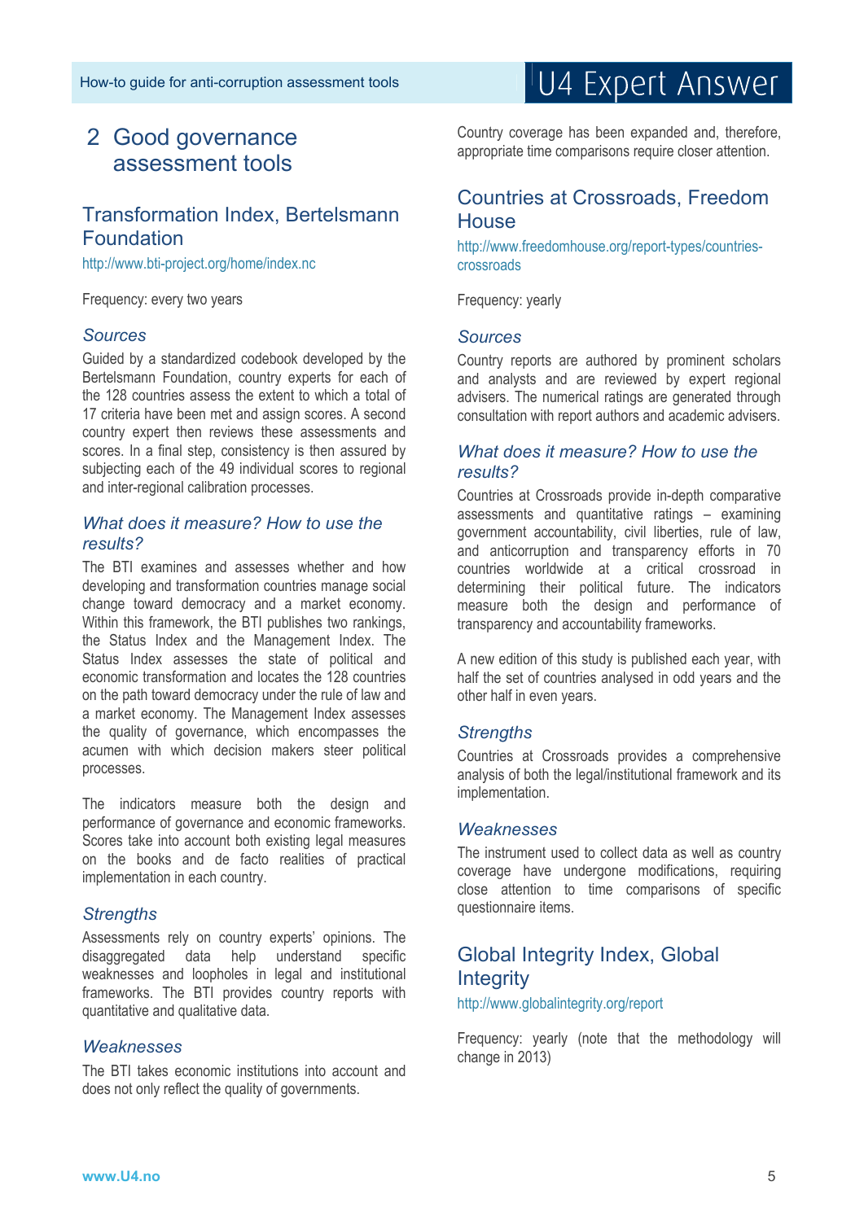## 2 Good governance assessment tools

### Transformation Index, Bertelsmann Foundation

http://www.bti-project.org/home/index.nc

Frequency: every two years

#### *Sources*

Guided by a standardized codebook developed by the Bertelsmann Foundation, country experts for each of the 128 countries assess the extent to which a total of 17 criteria have been met and assign scores. A second country expert then reviews these assessments and scores. In a final step, consistency is then assured by subjecting each of the 49 individual scores to regional and inter-regional calibration processes.

#### *What does it measure? How to use the results?*

The BTI examines and assesses whether and how developing and transformation countries manage social change toward democracy and a market economy. Within this framework, the BTI publishes two rankings, the Status Index and the Management Index. The Status Index assesses the state of political and economic transformation and locates the 128 countries on the path toward democracy under the rule of law and a market economy. The Management Index assesses the quality of governance, which encompasses the acumen with which decision makers steer political processes.

The indicators measure both the design and performance of governance and economic frameworks. Scores take into account both existing legal measures on the books and de facto realities of practical implementation in each country.

#### *Strengths*

Assessments rely on country experts' opinions. The disaggregated data help understand specific weaknesses and loopholes in legal and institutional frameworks. The BTI provides country reports with quantitative and qualitative data.

#### *Weaknesses*

The BTI takes economic institutions into account and does not only reflect the quality of governments. Country coverage has been expanded and, therefore, appropriate time comparisons require closer attention.

### Countries at Crossroads, Freedom House

http://www.freedomhouse.org/report-types/countries-crossroads

Frequency: yearly

#### *Sources*

Country reports are authored by prominent scholars and analysts and are reviewed by expert regional advisers. The numerical ratings are generated through consultation with report authors and academic advisers.

#### *What does it measure? How to use the results?*

Countries at Crossroads provide in-depth comparative assessments and quantitative ratings – examining government accountability, civil liberties, rule of law, and anticorruption and transparency efforts in 70 countries worldwide at a critical crossroad in determining their political future. The indicators measure both the design and performance of transparency and accountability frameworks.

A new edition of this study is published each year, with half the set of countries analysed in odd years and the other half in even years.

#### *Strengths*

Countries at Crossroads provides a comprehensive analysis of both the legal/institutional framework and its implementation.

#### *Weaknesses*

The instrument used to collect data as well as country coverage have undergone modifications, requiring close attention to time comparisons of specific questionnaire items.

### Global Integrity Index, Global Integrity

http://www.globalintegrity.org/report

Frequency: yearly (note that the methodology will change in 2013)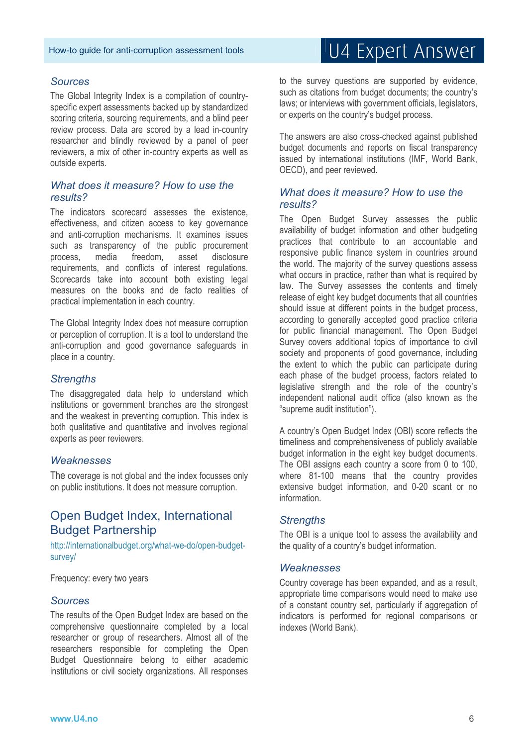### Sources

The Global Integrity Index is a compilation of country-specific expert assessments backed up by standardized scoring criteria, sourcing requirements, and a blind peer review process. Data are scored by a lead in-country researcher and blindly reviewed by a panel of peer reviewers, a mix of other in-country experts as well as outside experts.

### What does it measure? How to use the results?

The indicators scorecard assesses the existence, effectiveness, and citizen access to key governance and anti-corruption mechanisms. It examines issues such as transparency of the public procurement process, media freedom, asset disclosure requirements, and conflicts of interest regulations. Scorecards take into account both existing legal measures on the books and de facto realities of practical implementation in each country.

The Global Integrity Index does not measure corruption or perception of corruption. It is a tool to understand the anti-corruption and good governance safeguards in place in a country.

### Strengths

The disaggregated data help to understand which institutions or government branches are the strongest and the weakest in preventing corruption. This index is both qualitative and quantitative and involves regional experts as peer reviewers.

### Weaknesses

The coverage is not global and the index focusses only on public institutions. It does not measure corruption.

## Open Budget Index, International Budget Partnership

http://internationalbudget.org/what-we-do/open-budget-survey/

Frequency: every two years

### Sources

The results of the Open Budget Index are based on the comprehensive questionnaire completed by a local researcher or group of researchers. Almost all of the researchers responsible for completing the Open Budget Questionnaire belong to either academic institutions or civil society organizations. All responses to the survey questions are supported by evidence, such as citations from budget documents; the country's laws; or interviews with government officials, legislators, or experts on the country's budget process.

The answers are also cross-checked against published budget documents and reports on fiscal transparency issued by international institutions (IMF, World Bank, OECD), and peer reviewed.

### What does it measure? How to use the results?

The Open Budget Survey assesses the public availability of budget information and other budgeting practices that contribute to an accountable and responsive public finance system in countries around the world. The majority of the survey questions assess what occurs in practice, rather than what is required by law. The Survey assesses the contents and timely release of eight key budget documents that all countries should issue at different points in the budget process, according to generally accepted good practice criteria for public financial management. The Open Budget Survey covers additional topics of importance to civil society and proponents of good governance, including the extent to which the public can participate during each phase of the budget process, factors related to legislative strength and the role of the country's independent national audit office (also known as the "supreme audit institution").

A country's Open Budget Index (OBI) score reflects the timeliness and comprehensiveness of publicly available budget information in the eight key budget documents. The OBI assigns each country a score from 0 to 100, where 81-100 means that the country provides extensive budget information, and 0-20 scant or no information.

### Strengths

The OBI is a unique tool to assess the availability and the quality of a country's budget information.

### Weaknesses

Country coverage has been expanded, and as a result, appropriate time comparisons would need to make use of a constant country set, particularly if aggregation of indicators is performed for regional comparisons or indexes (World Bank).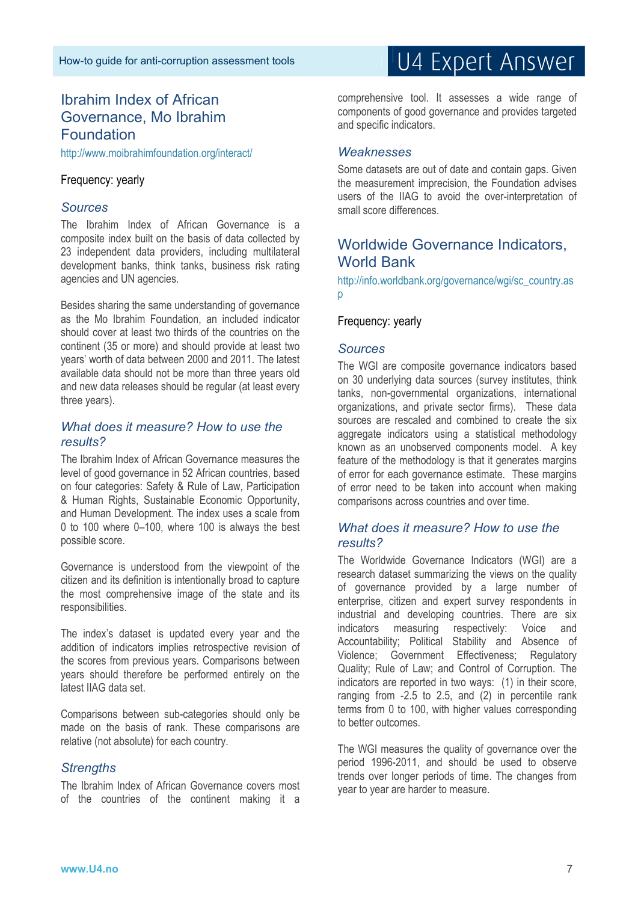## Ibrahim Index of African Governance, Mo Ibrahim Foundation

http://www.moibrahimfoundation.org/interact/

Frequency: yearly

### *Sources*

The Ibrahim Index of African Governance is a composite index built on the basis of data collected by 23 independent data providers, including multilateral development banks, think tanks, business risk rating agencies and UN agencies.

Besides sharing the same understanding of governance as the Mo Ibrahim Foundation, an included indicator should cover at least two thirds of the countries on the continent (35 or more) and should provide at least two years' worth of data between 2000 and 2011. The latest available data should not be more than three years old and new data releases should be regular (at least every three years).

### *What does it measure? How to use the results?*

The Ibrahim Index of African Governance measures the level of good governance in 52 African countries, based on four categories: Safety & Rule of Law, Participation & Human Rights, Sustainable Economic Opportunity, and Human Development. The index uses a scale from 0 to 100 where 0–100, where 100 is always the best possible score.

Governance is understood from the viewpoint of the citizen and its definition is intentionally broad to capture the most comprehensive image of the state and its responsibilities.

The index's dataset is updated every year and the addition of indicators implies retrospective revision of the scores from previous years. Comparisons between years should therefore be performed entirely on the latest IIAG data set.

Comparisons between sub-categories should only be made on the basis of rank. These comparisons are relative (not absolute) for each country.

### *Strengths*

The Ibrahim Index of African Governance covers most of the countries of the continent making it a comprehensive tool. It assesses a wide range of components of good governance and provides targeted and specific indicators.

### *Weaknesses*

Some datasets are out of date and contain gaps. Given the measurement imprecision, the Foundation advises users of the IIAG to avoid the over-interpretation of small score differences.

## Worldwide Governance Indicators, World Bank

http://info.worldbank.org/governance/wgi/sc_country.asp

Frequency: yearly

### *Sources*

The WGI are composite governance indicators based on 30 underlying data sources (survey institutes, think tanks, non-governmental organizations, international organizations, and private sector firms). These data sources are rescaled and combined to create the six aggregate indicators using a statistical methodology known as an unobserved components model. A key feature of the methodology is that it generates margins of error for each governance estimate. These margins of error need to be taken into account when making comparisons across countries and over time.

### *What does it measure? How to use the results?*

The Worldwide Governance Indicators (WGI) are a research dataset summarizing the views on the quality of governance provided by a large number of enterprise, citizen and expert survey respondents in industrial and developing countries. There are six indicators measuring respectively: Voice and Accountability; Political Stability and Absence of Violence; Government Effectiveness; Regulatory Quality; Rule of Law; and Control of Corruption. The indicators are reported in two ways: (1) in their score, ranging from -2.5 to 2.5, and (2) in percentile rank terms from 0 to 100, with higher values corresponding to better outcomes.

The WGI measures the quality of governance over the period 1996-2011, and should be used to observe trends over longer periods of time. The changes from year to year are harder to measure.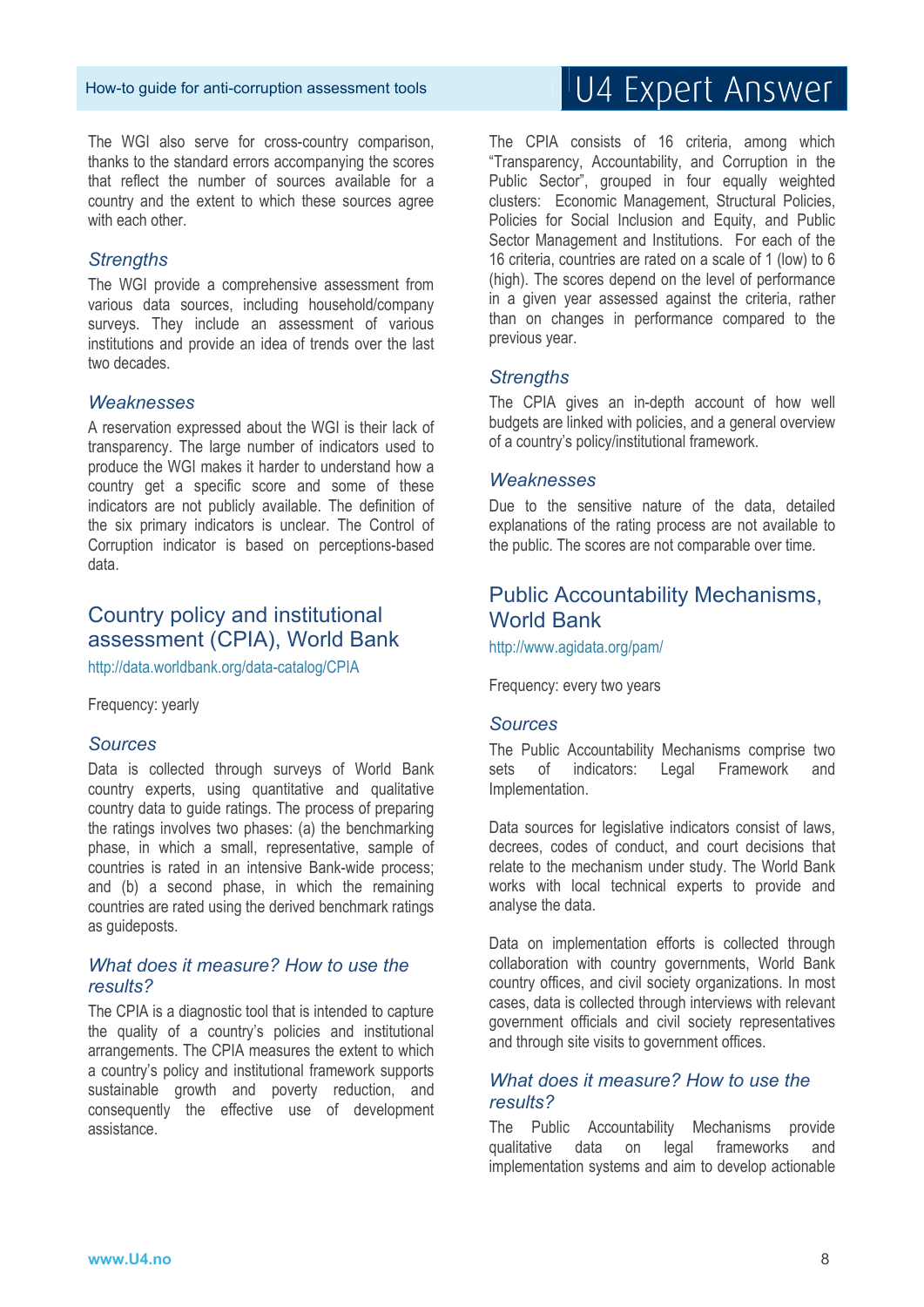The WGI also serve for cross-country comparison, thanks to the standard errors accompanying the scores that reflect the number of sources available for a country and the extent to which these sources agree with each other.

### *Strengths*

The WGI provide a comprehensive assessment from various data sources, including household/company surveys. They include an assessment of various institutions and provide an idea of trends over the last two decades.

### *Weaknesses*

A reservation expressed about the WGI is their lack of transparency. The large number of indicators used to produce the WGI makes it harder to understand how a country get a specific score and some of these indicators are not publicly available. The definition of the six primary indicators is unclear. The Control of Corruption indicator is based on perceptions-based data.

## Country policy and institutional assessment (CPIA), World Bank

http://data.worldbank.org/data-catalog/CPIA

Frequency: yearly

### *Sources*

Data is collected through surveys of World Bank country experts, using quantitative and qualitative country data to guide ratings. The process of preparing the ratings involves two phases: (a) the benchmarking phase, in which a small, representative, sample of countries is rated in an intensive Bank-wide process; and (b) a second phase, in which the remaining countries are rated using the derived benchmark ratings as guideposts.

### *What does it measure? How to use the results?*

The CPIA is a diagnostic tool that is intended to capture the quality of a country's policies and institutional arrangements. The CPIA measures the extent to which a country's policy and institutional framework supports sustainable growth and poverty reduction, and consequently the effective use of development assistance.

The CPIA consists of 16 criteria, among which "Transparency, Accountability, and Corruption in the Public Sector", grouped in four equally weighted clusters: Economic Management, Structural Policies, Policies for Social Inclusion and Equity, and Public Sector Management and Institutions. For each of the 16 criteria, countries are rated on a scale of 1 (low) to 6 (high). The scores depend on the level of performance in a given year assessed against the criteria, rather than on changes in performance compared to the previous year.

### *Strengths*

The CPIA gives an in-depth account of how well budgets are linked with policies, and a general overview of a country's policy/institutional framework.

### *Weaknesses*

Due to the sensitive nature of the data, detailed explanations of the rating process are not available to the public. The scores are not comparable over time.

## Public Accountability Mechanisms, World Bank

http://www.agidata.org/pam/

Frequency: every two years

### *Sources*

The Public Accountability Mechanisms comprise two sets of indicators: Legal Framework and Implementation.

Data sources for legislative indicators consist of laws, decrees, codes of conduct, and court decisions that relate to the mechanism under study. The World Bank works with local technical experts to provide and analyse the data.

Data on implementation efforts is collected through collaboration with country governments, World Bank country offices, and civil society organizations. In most cases, data is collected through interviews with relevant government officials and civil society representatives and through site visits to government offices.

### *What does it measure? How to use the results?*

The Public Accountability Mechanisms provide qualitative data on legal frameworks and implementation systems and aim to develop actionable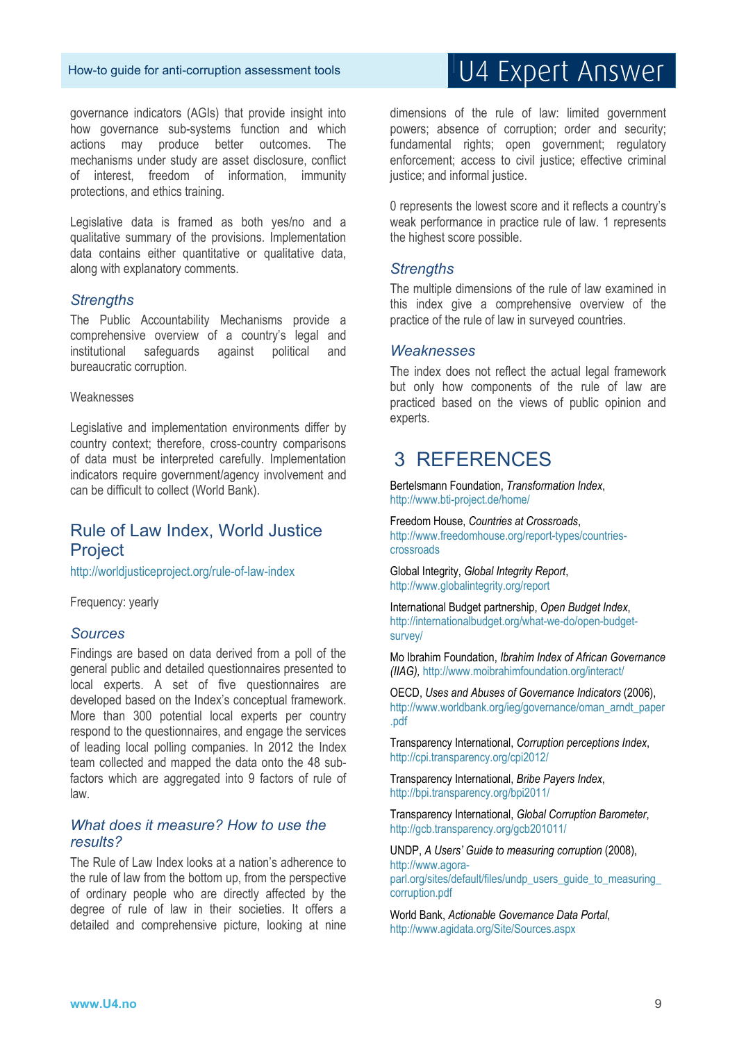governance indicators (AGIs) that provide insight into how governance sub-systems function and which actions may produce better outcomes. The mechanisms under study are asset disclosure, conflict of interest, freedom of information, immunity protections, and ethics training.

Legislative data is framed as both yes/no and a qualitative summary of the provisions. Implementation data contains either quantitative or qualitative data, along with explanatory comments.

### *Strengths*

The Public Accountability Mechanisms provide a comprehensive overview of a country's legal and institutional safeguards against political and bureaucratic corruption.

Weaknesses

Legislative and implementation environments differ by country context; therefore, cross-country comparisons of data must be interpreted carefully. Implementation indicators require government/agency involvement and can be difficult to collect (World Bank).

## Rule of Law Index, World Justice Project

http://worldjusticeproject.org/rule-of-law-index

Frequency: yearly

### *Sources*

Findings are based on data derived from a poll of the general public and detailed questionnaires presented to local experts. A set of five questionnaires are developed based on the Index's conceptual framework. More than 300 potential local experts per country respond to the questionnaires, and engage the services of leading local polling companies. In 2012 the Index team collected and mapped the data onto the 48 sub-factors which are aggregated into 9 factors of rule of law.

### *What does it measure? How to use the results?*

The Rule of Law Index looks at a nation's adherence to the rule of law from the bottom up, from the perspective of ordinary people who are directly affected by the degree of rule of law in their societies. It offers a detailed and comprehensive picture, looking at nine dimensions of the rule of law: limited government powers; absence of corruption; order and security; fundamental rights; open government; regulatory enforcement; access to civil justice; effective criminal justice; and informal justice.

0 represents the lowest score and it reflects a country's weak performance in practice rule of law. 1 represents the highest score possible.

### *Strengths*

The multiple dimensions of the rule of law examined in this index give a comprehensive overview of the practice of the rule of law in surveyed countries.

### *Weaknesses*

The index does not reflect the actual legal framework but only how components of the rule of law are practiced based on the views of public opinion and experts.

# 3 REFERENCES

Bertelsmann Foundation, *Transformation Index*, http://www.bti-project.de/home/

Freedom House, *Countries at Crossroads*, http://www.freedomhouse.org/report-types/countries-crossroads

Global Integrity, *Global Integrity Report*, http://www.globalintegrity.org/report

International Budget partnership, *Open Budget Index*, http://internationalbudget.org/what-we-do/open-budget-survey/

Mo Ibrahim Foundation, *Ibrahim Index of African Governance (IIAG)*, http://www.moibrahimfoundation.org/interact/

OECD, *Uses and Abuses of Governance Indicators* (2006), http://www.worldbank.org/ieg/governance/oman_arndt_paper.pdf

Transparency International, *Corruption perceptions Index*, http://cpi.transparency.org/cpi2012/

Transparency International, *Bribe Payers Index*, http://bpi.transparency.org/bpi2011/

Transparency International, *Global Corruption Barometer*, http://gcb.transparency.org/gcb201011/

UNDP, *A Users' Guide to measuring corruption* (2008), http://www.agora-parl.org/sites/default/files/undp_users_guide_to_measuring_corruption.pdf

World Bank, *Actionable Governance Data Portal*, http://www.agidata.org/Site/Sources.aspx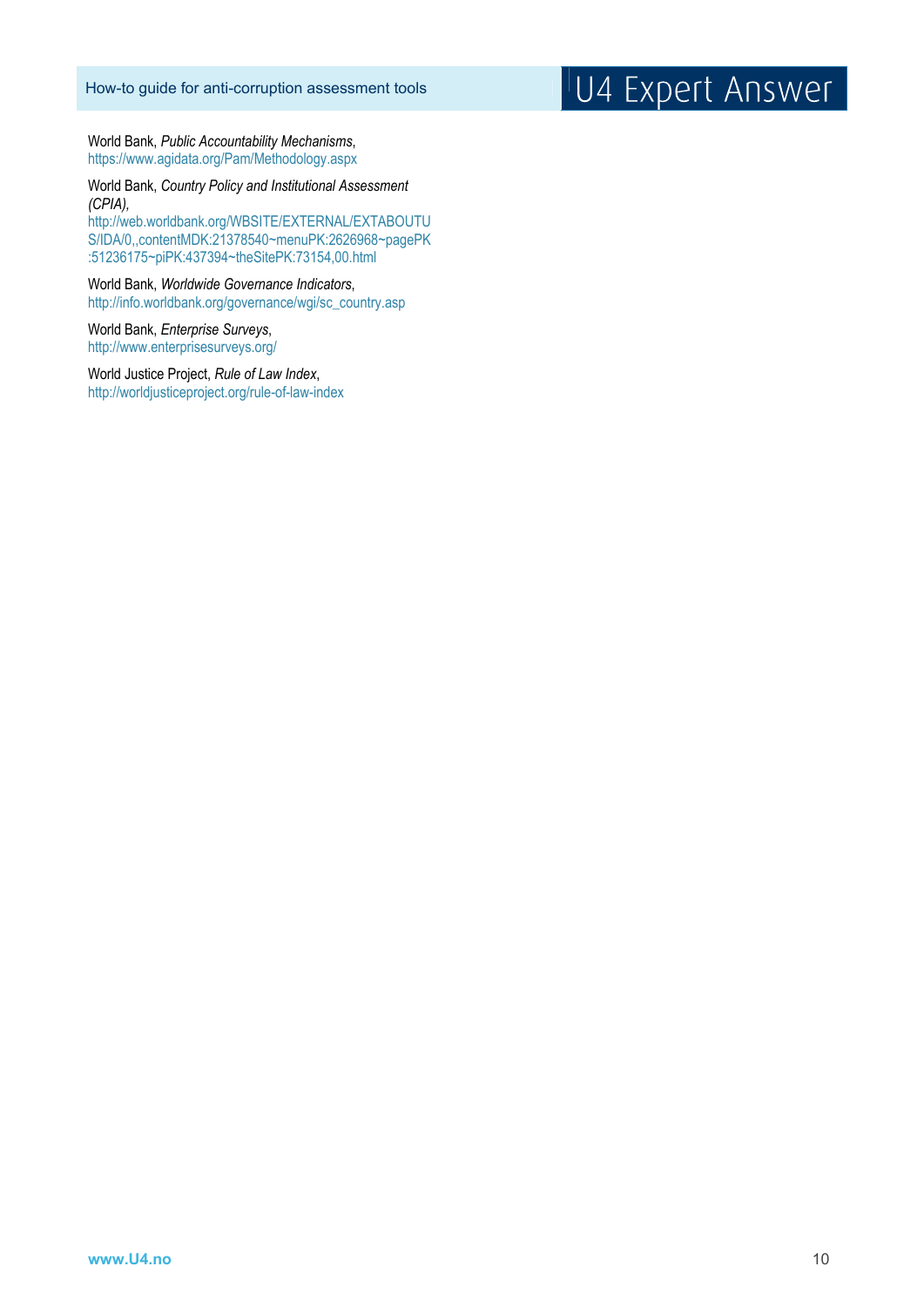World Bank, *Public Accountability Mechanisms*, https://www.agidata.org/Pam/Methodology.aspx

World Bank, *Country Policy and Institutional Assessment (CPIA)*, http://web.worldbank.org/WBSITE/EXTERNAL/EXTABOUTUS/IDA/0,,contentMDK:21378540~menuPK:2626968~pagePK:51236175~piPK:437394~theSitePK:73154,00.html

World Bank, *Worldwide Governance Indicators*, http://info.worldbank.org/governance/wgi/sc_country.asp

World Bank, *Enterprise Surveys*, http://www.enterprisesurveys.org/

World Justice Project, *Rule of Law Index*, http://worldjusticeproject.org/rule-of-law-index